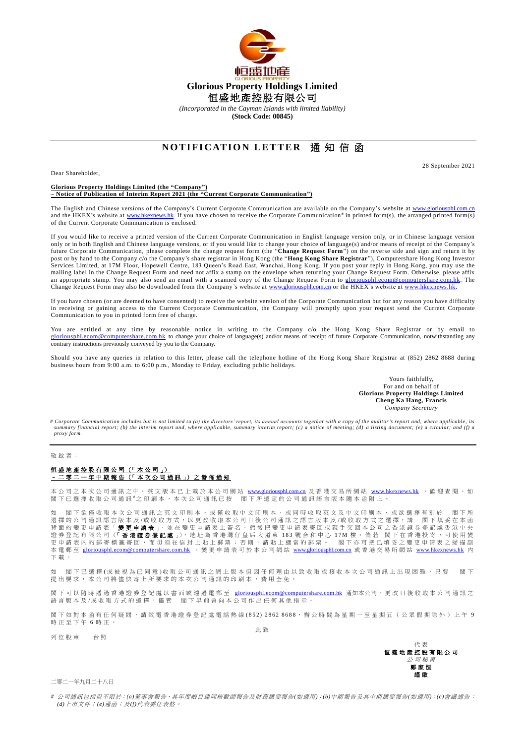**Glorious Property Holdings Limited**

**恒盛地產控股有限公司**

*(Incorporated in the Cayman Islands with limited liability)*

**(Stock Code: 00845)**

# NOTIFICATION LETTER 通知信函

28 September 2021

Dear Shareholder,

**Glorious Property Holdings Limited (the "Company")**
**– Notice of Publication of Interim Report 2021 (the "Current Corporate Communication")**

The English and Chinese versions of the Company's Current Corporate Communication are available on the Company's website at www.gloriousphl.com.cn and the HKEX's website at www.hkexnews.hk. If you have chosen to receive the Corporate Communication# in printed form(s), the arranged printed form(s) of the Current Corporate Communication is enclosed.

If you would like to receive a printed version of the Current Corporate Communication in English language version only, or in Chinese language version only or in both English and Chinese language versions, or if you would like to change your choice of language(s) and/or means of receipt of the Company's future Corporate Communication, please complete the change request form (the "**Change Request Form**") on the reverse side and sign and return it by post or by hand to the Company c/o the Company's share registrar in Hong Kong (the "**Hong Kong Share Registrar**"), Computershare Hong Kong Investor Services Limited, at 17M Floor, Hopewell Centre, 183 Queen's Road East, Wanchai, Hong Kong. If you post your reply in Hong Kong, you may use the mailing label in the Change Request Form and need not affix a stamp on the envelope when returning your Change Request Form. Otherwise, please affix an appropriate stamp. You may also send an email with a scanned copy of the Change Request Form to gloriousphl.ecom@computershare.com.hk. The Change Request Form may also be downloaded from the Company's website at www.gloriousphl.com.cn or the HKEX's website at www.hkexnews.hk.

If you have chosen (or are deemed to have consented) to receive the website version of the Corporate Communication but for any reason you have difficulty in receiving or gaining access to the Current Corporate Communication, the Company will promptly upon your request send the Current Corporate Communication to you in printed form free of charge.

You are entitled at any time by reasonable notice in writing to the Company c/o the Hong Kong Share Registrar or by email to gloriousphl.ecom@computershare.com.hk to change your choice of language(s) and/or means of receipt of future Corporate Communication, notwithstanding any contrary instructions previously conveyed by you to the Company.

Should you have any queries in relation to this letter, please call the telephone hotline of the Hong Kong Share Registrar at (852) 2862 8688 during business hours from 9:00 a.m. to 6:00 p.m., Monday to Friday, excluding public holidays.

Yours faithfully,
For and on behalf of
**Glorious Property Holdings Limited**
**Cheng Ka Hang, Francis**
*Company Secretary*

*# Corporate Communication includes but is not limited to (a) the directors' report, its annual accounts together with a copy of the auditor's report and, where applicable, its summary financial report; (b) the interim report and, where applicable, summary interim report; (c) a notice of meeting; (d) a listing document; (e) a circular; and (f) a proxy form.*

---

敬啟者：

**恒盛地產控股有限公司（「本公司」）**
**－二零二一年中期報告（「本次公司通訊」）之發佈通知**

本公司之本次公司通訊之中、英文版本已上載於本公司網站 www.gloriousphl.com.cn 及香港交易所網站 www.hkexnews.hk ，歡迎查閱。如閣下已選擇收取公司通訊#之印刷本，本次公司通訊已按　閣下所選定的公司通訊語言版本隨本函附上。

如　閣下欲僅收取本次公司通訊之英文印刷本、或僅收取中文印刷本，或同時收取英文及中文印刷本，或欲選擇有別於　閣下所選擇的公司通訊語言版本及/或收取方式，以更改收取本公司日後公司通訊之語言版本及/或收取方式之選擇，請　閣下填妥在本函背面的變更申請表「**變更申請表**」，並在變更申請表上簽名，然後把變更申請表寄回或親手交回本公司之香港證券登記處香港中央證券登記有限公司（「**香港證券登記處**」），地址為香港灣仔皇后大道東 183 號合和中心 17M 樓。倘若　閣下在香港投寄，可使用變更申請表內的郵寄標籤寄回，而毋須在信封上貼上郵票；否則，請貼上適當的郵票。　閣下亦可把已填妥之變更申請表之掃描副本電郵至 gloriousphl.ecom@computershare.com.hk 。變更申請表可於本公司網站 www.gloriousphl.com.cn 或香港交易所網站 www.hkexnews.hk 內下載。

如　閣下已選擇(或被視為已同意)收取公司通訊之網上版本但因任何理由以致收取或接收本次公司通訊上出現困難，只要　閣下提出要求，本公司將儘快寄上所要求的本次公司通訊的印刷本，費用全免。

閣下可以隨時透過香港證券登記處以書面或透過電郵至 gloriousphl.ecom@computershare.com.hk 通知本公司，更改日後收取本公司通訊之語言版本及/或收取方式的選擇，儘管　閣下早前曾向本公司作出任何其他指示。

閣下如對本函有任何疑問，請致電香港證券登記處電話熱線(852) 2862 8688，辦公時間為星期一至星期五（公眾假期除外）上午 9 時正至下午 6 時正。

此致

列位股東　台照

代表
**恒盛地產控股有限公司**
*公司秘書*
**鄭家恒**
**謹啟**

二零二一年九月二十八日

*# 公司通訊包括但不限於：(a)董事會報告、其年度帳目連同核數師報告及財務摘要報告(如適用)；(b)中期報告及其中期摘要報告(如適用)；(c)會議通告；(d)上市文件；(e)通函；及(f)代表委任表格。*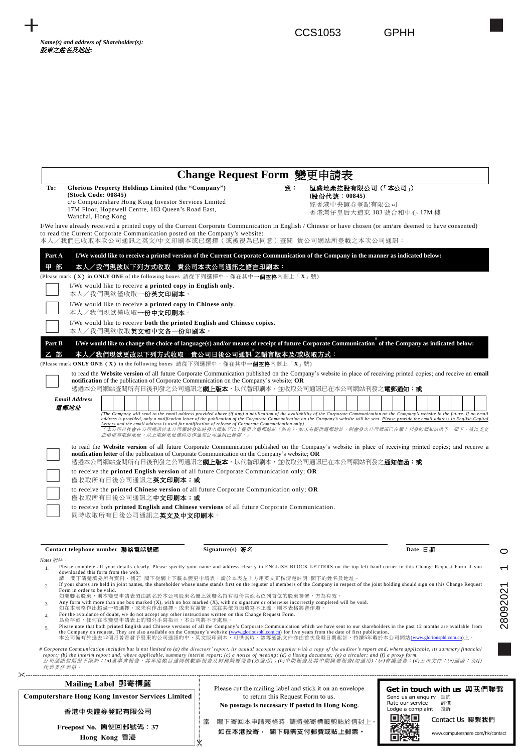CCS1053 GPHH

*Name(s) and address of Shareholder(s):*
*股東之姓名及地址:*

# Change Request Form 變更申請表

**To:** **Glorious Property Holdings Limited (the "Company")**
**(Stock Code: 00845)**
c/o Computershare Hong Kong Investor Services Limited
17M Floor, Hopewell Centre, 183 Queen's Road East,
Wanchai, Hong Kong

**致：** **恒盛地產控股有限公司（「本公司」）**
**(股份代號：00845)**
經香港中央證券登記有限公司
香港灣仔皇后大道東 183 號合和中心 17M 樓

I/We have already received a printed copy of the Current Corporate Communication in English / Chinese or have chosen (or am/are deemed to have consented) to read the Current Corporate Communication posted on the Company's website:
本人／我們已收取本次公司通訊之英文/中文印刷本或已選擇（或被視為已同意）查閱 貴公司網站所登載之本次公司通訊：

## Part A I/We would like to receive a printed version of the Current Corporate Communication of the Company in the manner as indicated below:
## 甲 部 本人／我們現欲以下列方式收取 貴公司本次公司通訊之語言印刷本：

(Please mark (**X**) **in ONLY ONE** of the following boxes 請從下列選擇中，僅在其中**一個空格**內劃上「**X**」號)

- ☐ I/We would like to receive **a printed copy in English only**.
  本人／我們現欲僅收取**一份英文印刷本**。
- ☐ I/We would like to receive **a printed copy in Chinese only**.
  本人／我們現欲僅收取**一份中文印刷本**。
- ☐ I/We would like to receive **both the printed English and Chinese copies**.
  本人／我們現欲收取**英文和中文各一份印刷本**。

## Part B I/We would like to change the choice of language(s) and/or means of receipt of future Corporate Communication# of the Company as indicated below:
## 乙 部 本人／我們現欲更改以下列方式收取 貴公司日後公司通訊#之語言版本及/或收取方式：

(Please mark **ONLY ONE** (**X**) in the following boxes 請從下列選擇中，僅在其中**一個空格**內劃上「**X**」號)

- ☐ to read the **Website version** of all future Corporate Communication published on the Company's website in place of receiving printed copies; and receive an **email notification** of the publication of Corporate Communication on the Company's website; **OR**
  透過本公司網站查閱所有日後刊發之公司通訊之**網上版本**，以代替印刷本，並收取公司通訊已在本公司網站刊發之**電郵通知**；**或**

  ***Email Address***
  ***電郵地址***

  *(The Company will send to the email address provided above (if any) a notification of the availability of the Corporate Communication on the Company's website in the future. If no email address is provided, only a notification letter of the publication of the Corporate Communication on the Company's website will be sent. Please provide the email address in English Capital Letters and the email address is used for notification of release of Corporate Communication only)*
  *（本公司日後會在公司通訊於本公司網站發佈時發出通知至以上提供之電郵地址（如有）。如未有提供電郵地址，則會發出公司通訊已在網上刊發的通知信函予 閣下。請以英文正楷填寫電郵地址，以上電郵地址僅供用作通知公司通訊已發佈。）*

- ☐ to read the **Website version** of all future Corporate Communication published on the Company's website in place of receiving printed copies; and receive a **notification letter** of the publication of Corporate Communication on the Company's website; **OR**
  透過本公司網站查閱所有日後刊發之公司通訊之**網上版本**，以代替印刷本，並收取公司通訊已在本公司網站刊發之**通知信函**；**或**
- ☐ to receive the **printed English version** of all future Corporate Communication only; **OR**
  僅收取所有日後公司通訊之**英文印刷本**；**或**
- ☐ to receive the **printed Chinese version** of all future Corporate Communication only; **OR**
  僅收取所有日後公司通訊之**中文印刷本**；**或**
- ☐ to receive both **printed English and Chinese versions** of all future Corporate Communication.
  同時收取所有日後公司通訊之**英文及中文印刷本**。

**Contact telephone number 聯絡電話號碼** ____________ **Signature(s) 簽名** ____________ **Date 日期** ____________

*Notes 附註：*

1. Please complete all your details clearly. Please specify your name and address clearly in ENGLISH BLOCK LETTERS on the top left hand corner in this Change Request Form if you downloaded this form from the web.
   請 閣下清楚填妥所有資料。倘若 閣下從網上下載本變更申請表，請於本表左上方用英文正楷清楚註明 閣下的姓名及地址。
2. If your shares are held in joint names, the shareholder whose name stands first on the register of members of the Company in respect of the joint holding should sign on this Change Request Form in order to be valid.
   如屬聯名股東，則本變更申請表須由該名於本公司股東名冊上就聯名持有股份其姓名位列首位的股東簽署，方為有效。
3. Any form with more than one box marked (X), with no box marked (X), with no signature or otherwise incorrectly completed will be void.
   如在本表格作出超過一項選擇、或未有作出選擇、或未有簽署、或在其他方面填寫不正確，則本表格將會作廢。
4. For the avoidance of doubt, we do not accept any other instructions written on this Change Request Form.
   為免存疑，任何在本變更申請表上的額外手寫指示，本公司將不予處理。
5. Please note that both printed English and Chinese versions of all the Company's Corporate Communication which we have sent to our shareholders in the past 12 months are available from the Company on request. They are also available on the Company's website (www.gloriousphl.com.cn) for five years from the date of first publication.
   本公司備有於過去12個月曾寄發予股東的公司通訊的中、英文版印刷本，可供索取。該等通訊文件亦由首次登載日期起計，持續5年載於本公司網站(www.gloriousphl.com.cn)上。

*# Corporate Communication includes but is not limited to (a) the directors' report, its annual accounts together with a copy of the auditor's report and, where applicable, its summary financial report; (b) the interim report and, where applicable, summary interim report; (c) a notice of meeting; (d) a listing document; (e) a circular; and (f) a proxy form.*
*公司通訊包括但不限於：(a)董事會報告、其年度帳目連同核數師報告及財務摘要報告(如適用)；(b)中期報告及其中期摘要報告(如適用)；(c)會議通告；(d)上市文件；(e)通函；及(f)代表委任表格。*

---

**Mailing Label 郵寄標籤**

**Computershare Hong Kong Investor Services Limited**
**香港中央證券登記有限公司**
**Freepost No. 簡便回郵號碼：37**
**Hong Kong 香港**

Please cut the mailing label and stick it on an envelope to return this Request Form to us.
**No postage is necessary if posted in Hong Kong.**

當 閣下寄回本申請表格時，請將郵寄標籤剪貼於信封上。
**如在本港投寄， 閣下無需支付郵費或貼上郵票。**

**Get in touch with us 與我們聯繫**
Send us an enquiry 垂詢
Rate our service 評價
Lodge a complaint 投訴
Contact Us 聯繫我們
www.computershare.com/hk/contact

28092021 1 0